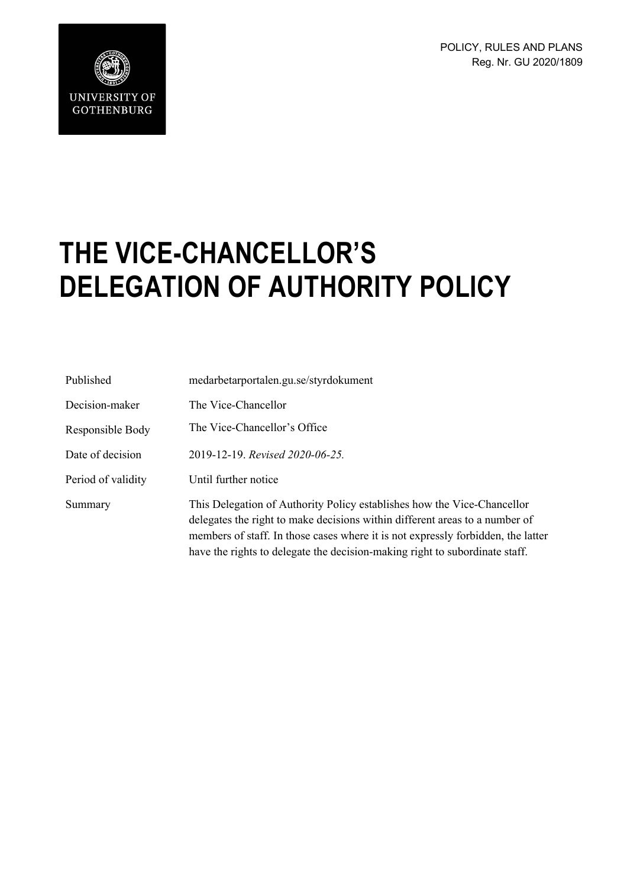POLICY, RULES AND PLANS
Reg. Nr. GU 2020/1809

UNIVERSITY OF GOTHENBURG

# THE VICE-CHANCELLOR'S DELEGATION OF AUTHORITY POLICY

| | |
|---|---|
| Published | medarbetarportalen.gu.se/styrdokument |
| Decision-maker | The Vice-Chancellor |
| Responsible Body | The Vice-Chancellor's Office |
| Date of decision | 2019-12-19. *Revised 2020-06-25.* |
| Period of validity | Until further notice |
| Summary | This Delegation of Authority Policy establishes how the Vice-Chancellor delegates the right to make decisions within different areas to a number of members of staff. In those cases where it is not expressly forbidden, the latter have the rights to delegate the decision-making right to subordinate staff. |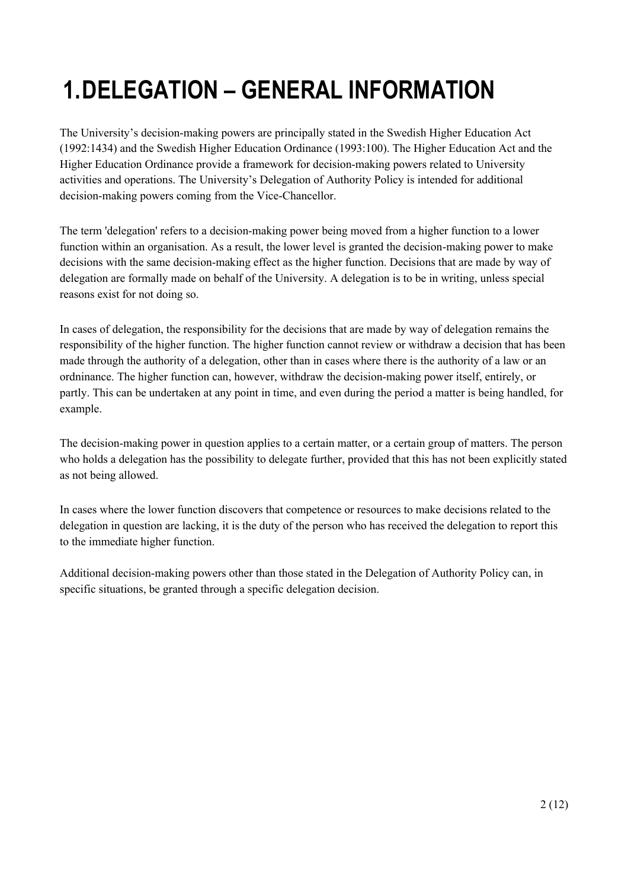# 1. DELEGATION – GENERAL INFORMATION

The University's decision-making powers are principally stated in the Swedish Higher Education Act (1992:1434) and the Swedish Higher Education Ordinance (1993:100). The Higher Education Act and the Higher Education Ordinance provide a framework for decision-making powers related to University activities and operations. The University's Delegation of Authority Policy is intended for additional decision-making powers coming from the Vice-Chancellor.

The term 'delegation' refers to a decision-making power being moved from a higher function to a lower function within an organisation. As a result, the lower level is granted the decision-making power to make decisions with the same decision-making effect as the higher function. Decisions that are made by way of delegation are formally made on behalf of the University. A delegation is to be in writing, unless special reasons exist for not doing so.

In cases of delegation, the responsibility for the decisions that are made by way of delegation remains the responsibility of the higher function. The higher function cannot review or withdraw a decision that has been made through the authority of a delegation, other than in cases where there is the authority of a law or an ordninance. The higher function can, however, withdraw the decision-making power itself, entirely, or partly. This can be undertaken at any point in time, and even during the period a matter is being handled, for example.

The decision-making power in question applies to a certain matter, or a certain group of matters. The person who holds a delegation has the possibility to delegate further, provided that this has not been explicitly stated as not being allowed.

In cases where the lower function discovers that competence or resources to make decisions related to the delegation in question are lacking, it is the duty of the person who has received the delegation to report this to the immediate higher function.

Additional decision-making powers other than those stated in the Delegation of Authority Policy can, in specific situations, be granted through a specific delegation decision.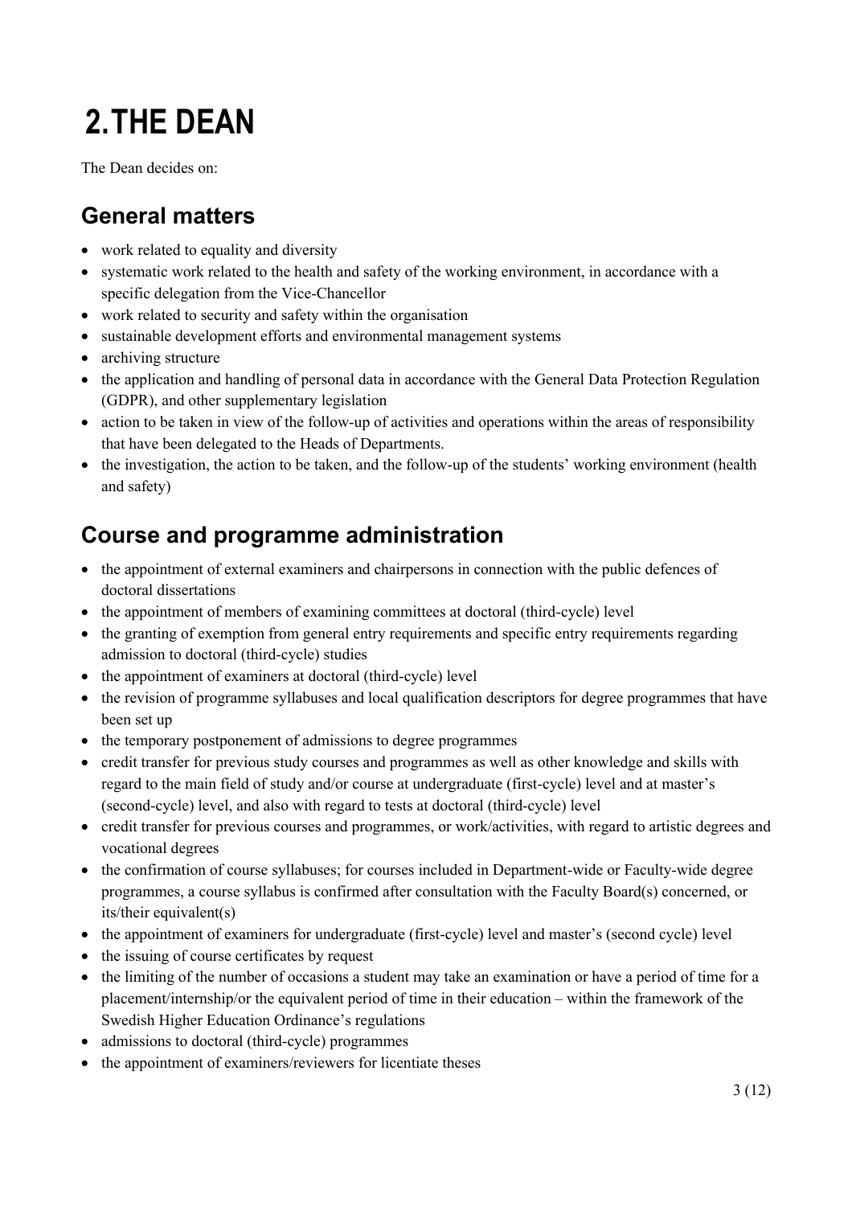# 2. THE DEAN

The Dean decides on:

## General matters

- work related to equality and diversity
- systematic work related to the health and safety of the working environment, in accordance with a specific delegation from the Vice-Chancellor
- work related to security and safety within the organisation
- sustainable development efforts and environmental management systems
- archiving structure
- the application and handling of personal data in accordance with the General Data Protection Regulation (GDPR), and other supplementary legislation
- action to be taken in view of the follow-up of activities and operations within the areas of responsibility that have been delegated to the Heads of Departments.
- the investigation, the action to be taken, and the follow-up of the students' working environment (health and safety)

## Course and programme administration

- the appointment of external examiners and chairpersons in connection with the public defences of doctoral dissertations
- the appointment of members of examining committees at doctoral (third-cycle) level
- the granting of exemption from general entry requirements and specific entry requirements regarding admission to doctoral (third-cycle) studies
- the appointment of examiners at doctoral (third-cycle) level
- the revision of programme syllabuses and local qualification descriptors for degree programmes that have been set up
- the temporary postponement of admissions to degree programmes
- credit transfer for previous study courses and programmes as well as other knowledge and skills with regard to the main field of study and/or course at undergraduate (first-cycle) level and at master's (second-cycle) level, and also with regard to tests at doctoral (third-cycle) level
- credit transfer for previous courses and programmes, or work/activities, with regard to artistic degrees and vocational degrees
- the confirmation of course syllabuses; for courses included in Department-wide or Faculty-wide degree programmes, a course syllabus is confirmed after consultation with the Faculty Board(s) concerned, or its/their equivalent(s)
- the appointment of examiners for undergraduate (first-cycle) level and master's (second cycle) level
- the issuing of course certificates by request
- the limiting of the number of occasions a student may take an examination or have a period of time for a placement/internship/or the equivalent period of time in their education – within the framework of the Swedish Higher Education Ordinance's regulations
- admissions to doctoral (third-cycle) programmes
- the appointment of examiners/reviewers for licentiate theses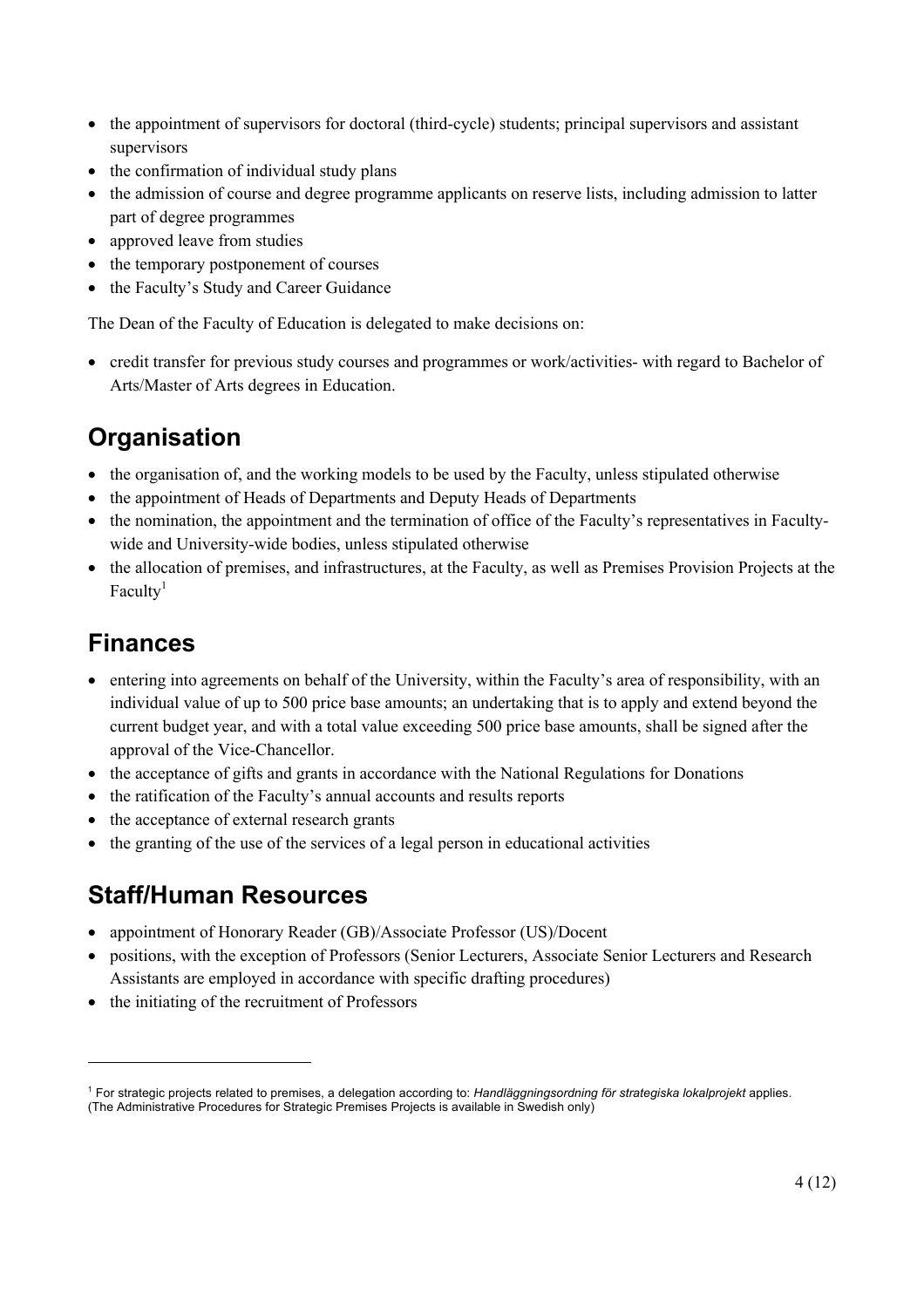- the appointment of supervisors for doctoral (third-cycle) students; principal supervisors and assistant supervisors
- the confirmation of individual study plans
- the admission of course and degree programme applicants on reserve lists, including admission to latter part of degree programmes
- approved leave from studies
- the temporary postponement of courses
- the Faculty's Study and Career Guidance

The Dean of the Faculty of Education is delegated to make decisions on:

- credit transfer for previous study courses and programmes or work/activities- with regard to Bachelor of Arts/Master of Arts degrees in Education.

## Organisation

- the organisation of, and the working models to be used by the Faculty, unless stipulated otherwise
- the appointment of Heads of Departments and Deputy Heads of Departments
- the nomination, the appointment and the termination of office of the Faculty's representatives in Faculty-wide and University-wide bodies, unless stipulated otherwise
- the allocation of premises, and infrastructures, at the Faculty, as well as Premises Provision Projects at the Faculty[1]

## Finances

- entering into agreements on behalf of the University, within the Faculty's area of responsibility, with an individual value of up to 500 price base amounts; an undertaking that is to apply and extend beyond the current budget year, and with a total value exceeding 500 price base amounts, shall be signed after the approval of the Vice-Chancellor.
- the acceptance of gifts and grants in accordance with the National Regulations for Donations
- the ratification of the Faculty's annual accounts and results reports
- the acceptance of external research grants
- the granting of the use of the services of a legal person in educational activities

## Staff/Human Resources

- appointment of Honorary Reader (GB)/Associate Professor (US)/Docent
- positions, with the exception of Professors (Senior Lecturers, Associate Senior Lecturers and Research Assistants are employed in accordance with specific drafting procedures)
- the initiating of the recruitment of Professors

---

[1] For strategic projects related to premises, a delegation according to: *Handläggningsordning för strategiska lokalprojekt* applies. (The Administrative Procedures for Strategic Premises Projects is available in Swedish only)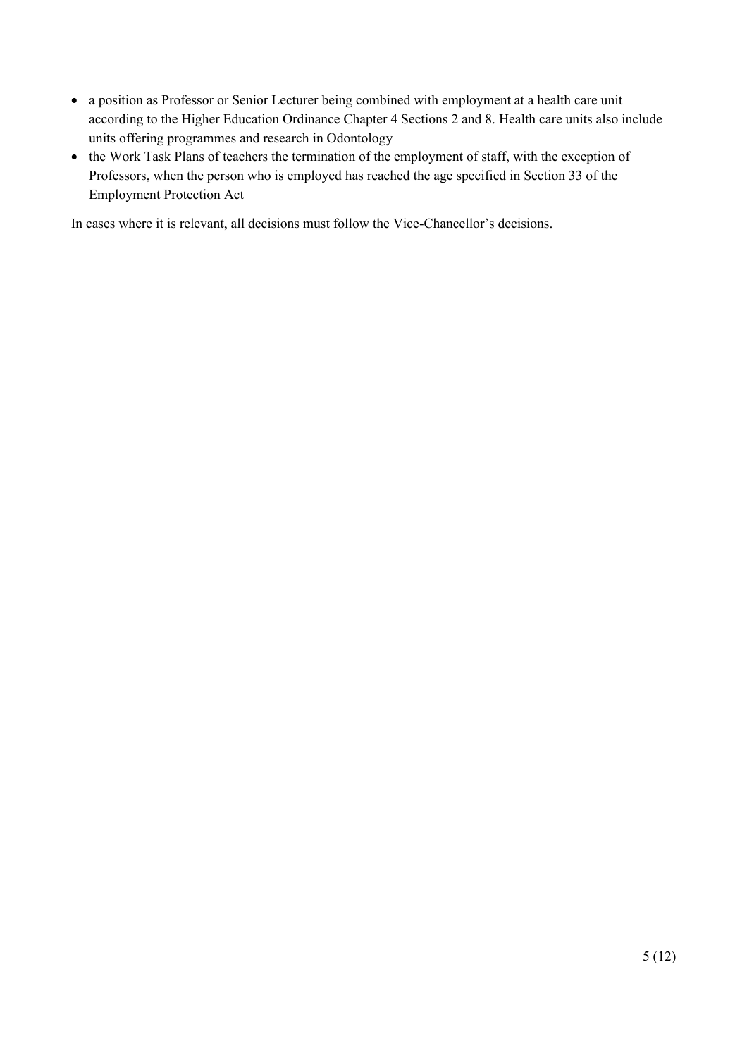- a position as Professor or Senior Lecturer being combined with employment at a health care unit according to the Higher Education Ordinance Chapter 4 Sections 2 and 8. Health care units also include units offering programmes and research in Odontology
- the Work Task Plans of teachers the termination of the employment of staff, with the exception of Professors, when the person who is employed has reached the age specified in Section 33 of the Employment Protection Act

In cases where it is relevant, all decisions must follow the Vice-Chancellor's decisions.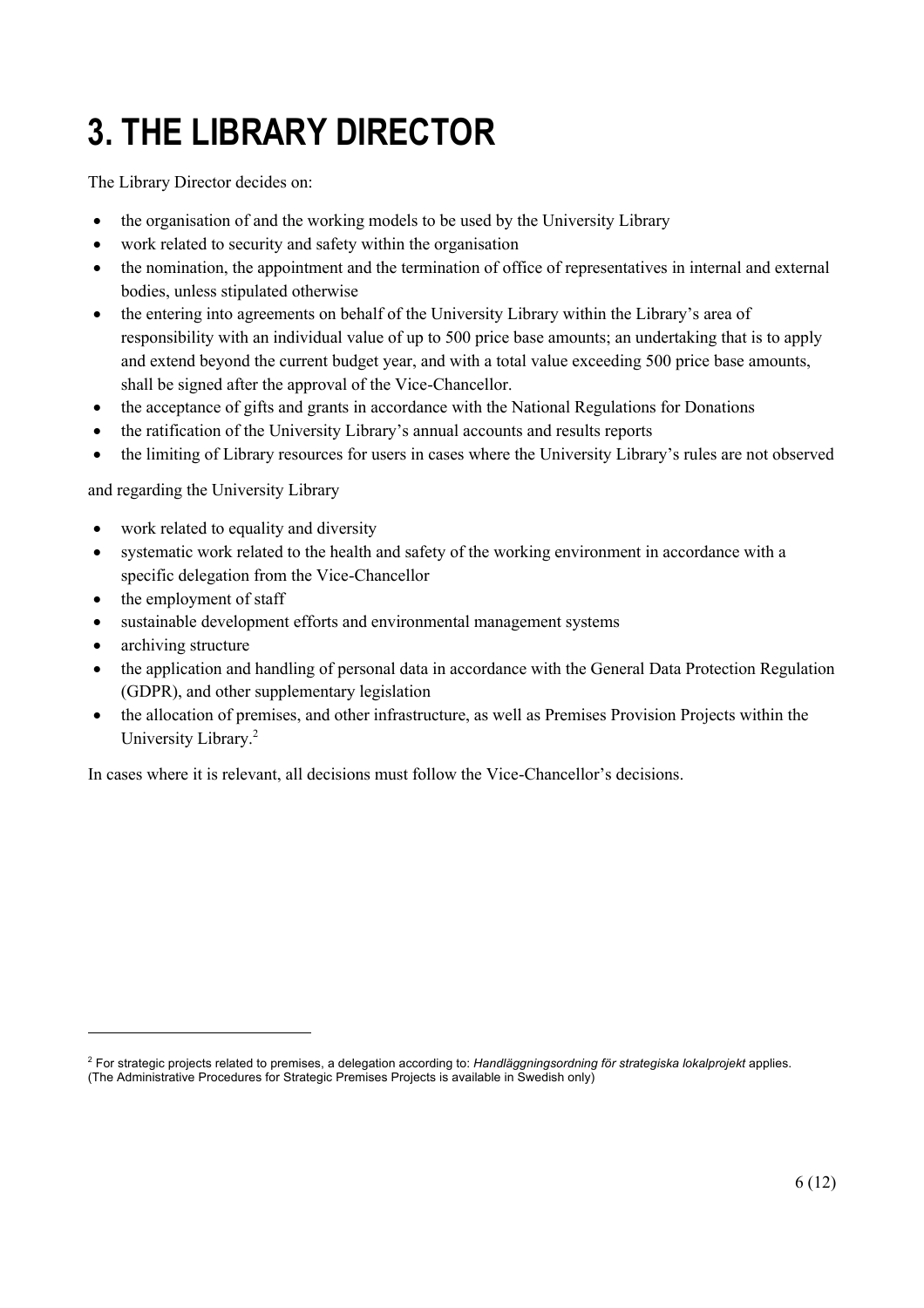# 3. THE LIBRARY DIRECTOR

The Library Director decides on:

- the organisation of and the working models to be used by the University Library
- work related to security and safety within the organisation
- the nomination, the appointment and the termination of office of representatives in internal and external bodies, unless stipulated otherwise
- the entering into agreements on behalf of the University Library within the Library's area of responsibility with an individual value of up to 500 price base amounts; an undertaking that is to apply and extend beyond the current budget year, and with a total value exceeding 500 price base amounts, shall be signed after the approval of the Vice-Chancellor.
- the acceptance of gifts and grants in accordance with the National Regulations for Donations
- the ratification of the University Library's annual accounts and results reports
- the limiting of Library resources for users in cases where the University Library's rules are not observed

and regarding the University Library

- work related to equality and diversity
- systematic work related to the health and safety of the working environment in accordance with a specific delegation from the Vice-Chancellor
- the employment of staff
- sustainable development efforts and environmental management systems
- archiving structure
- the application and handling of personal data in accordance with the General Data Protection Regulation (GDPR), and other supplementary legislation
- the allocation of premises, and other infrastructure, as well as Premises Provision Projects within the University Library.[2]

In cases where it is relevant, all decisions must follow the Vice-Chancellor's decisions.

[2] For strategic projects related to premises, a delegation according to: *Handläggningsordning för strategiska lokalprojekt* applies. (The Administrative Procedures for Strategic Premises Projects is available in Swedish only)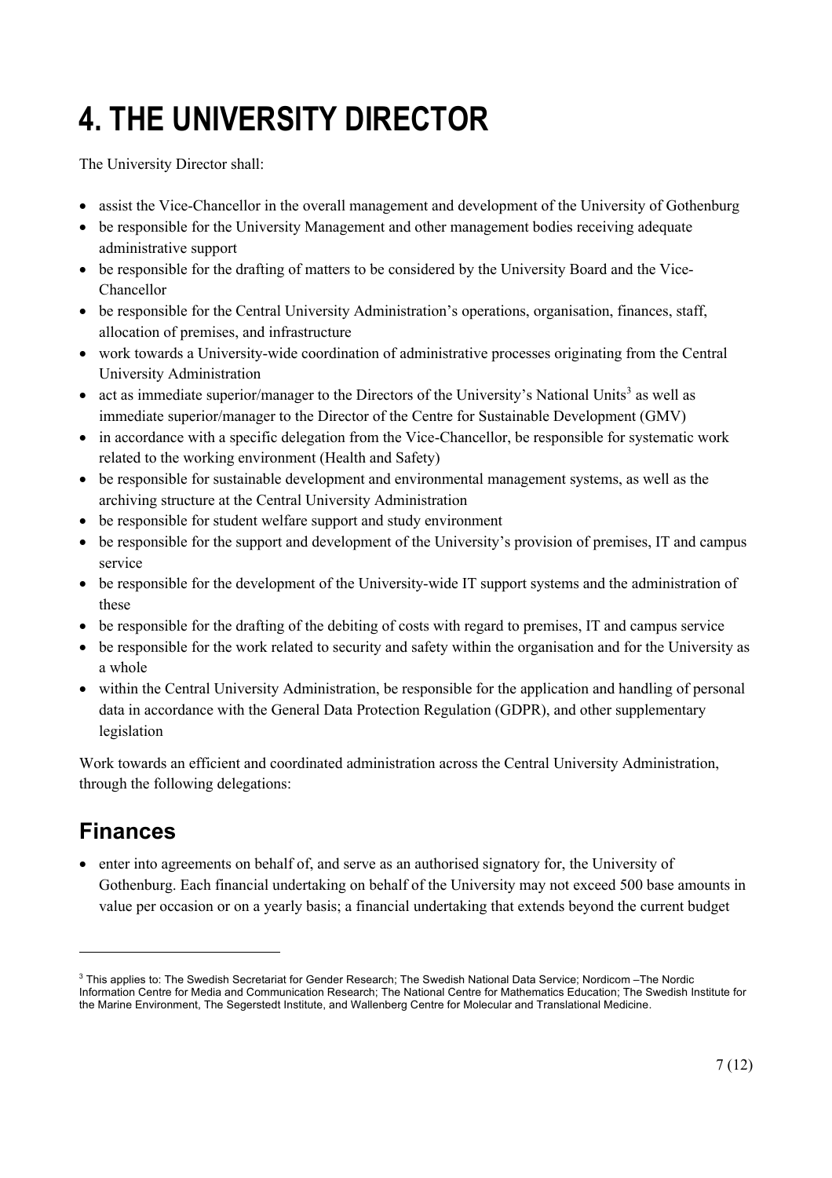# 4. THE UNIVERSITY DIRECTOR

The University Director shall:

- assist the Vice-Chancellor in the overall management and development of the University of Gothenburg
- be responsible for the University Management and other management bodies receiving adequate administrative support
- be responsible for the drafting of matters to be considered by the University Board and the Vice-Chancellor
- be responsible for the Central University Administration's operations, organisation, finances, staff, allocation of premises, and infrastructure
- work towards a University-wide coordination of administrative processes originating from the Central University Administration
- act as immediate superior/manager to the Directors of the University's National Units[3] as well as immediate superior/manager to the Director of the Centre for Sustainable Development (GMV)
- in accordance with a specific delegation from the Vice-Chancellor, be responsible for systematic work related to the working environment (Health and Safety)
- be responsible for sustainable development and environmental management systems, as well as the archiving structure at the Central University Administration
- be responsible for student welfare support and study environment
- be responsible for the support and development of the University's provision of premises, IT and campus service
- be responsible for the development of the University-wide IT support systems and the administration of these
- be responsible for the drafting of the debiting of costs with regard to premises, IT and campus service
- be responsible for the work related to security and safety within the organisation and for the University as a whole
- within the Central University Administration, be responsible for the application and handling of personal data in accordance with the General Data Protection Regulation (GDPR), and other supplementary legislation

Work towards an efficient and coordinated administration across the Central University Administration, through the following delegations:

## Finances

- enter into agreements on behalf of, and serve as an authorised signatory for, the University of Gothenburg. Each financial undertaking on behalf of the University may not exceed 500 base amounts in value per occasion or on a yearly basis; a financial undertaking that extends beyond the current budget

[3] This applies to: The Swedish Secretariat for Gender Research; The Swedish National Data Service; Nordicom –The Nordic Information Centre for Media and Communication Research; The National Centre for Mathematics Education; The Swedish Institute for the Marine Environment, The Segerstedt Institute, and Wallenberg Centre for Molecular and Translational Medicine.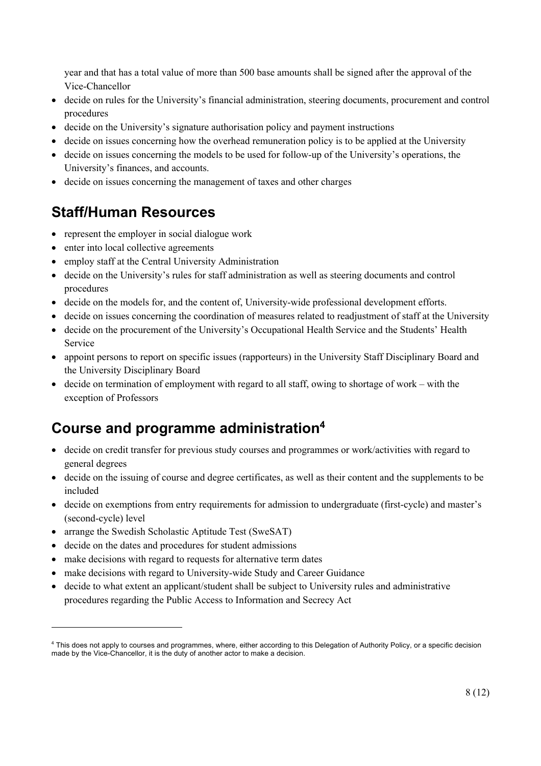year and that has a total value of more than 500 base amounts shall be signed after the approval of the Vice-Chancellor

- decide on rules for the University's financial administration, steering documents, procurement and control procedures
- decide on the University's signature authorisation policy and payment instructions
- decide on issues concerning how the overhead remuneration policy is to be applied at the University
- decide on issues concerning the models to be used for follow-up of the University's operations, the University's finances, and accounts.
- decide on issues concerning the management of taxes and other charges

## Staff/Human Resources

- represent the employer in social dialogue work
- enter into local collective agreements
- employ staff at the Central University Administration
- decide on the University's rules for staff administration as well as steering documents and control procedures
- decide on the models for, and the content of, University-wide professional development efforts.
- decide on issues concerning the coordination of measures related to readjustment of staff at the University
- decide on the procurement of the University's Occupational Health Service and the Students' Health Service
- appoint persons to report on specific issues (rapporteurs) in the University Staff Disciplinary Board and the University Disciplinary Board
- decide on termination of employment with regard to all staff, owing to shortage of work – with the exception of Professors

## Course and programme administration[4]

- decide on credit transfer for previous study courses and programmes or work/activities with regard to general degrees
- decide on the issuing of course and degree certificates, as well as their content and the supplements to be included
- decide on exemptions from entry requirements for admission to undergraduate (first-cycle) and master's (second-cycle) level
- arrange the Swedish Scholastic Aptitude Test (SweSAT)
- decide on the dates and procedures for student admissions
- make decisions with regard to requests for alternative term dates
- make decisions with regard to University-wide Study and Career Guidance
- decide to what extent an applicant/student shall be subject to University rules and administrative procedures regarding the Public Access to Information and Secrecy Act

[4] This does not apply to courses and programmes, where, either according to this Delegation of Authority Policy, or a specific decision made by the Vice-Chancellor, it is the duty of another actor to make a decision.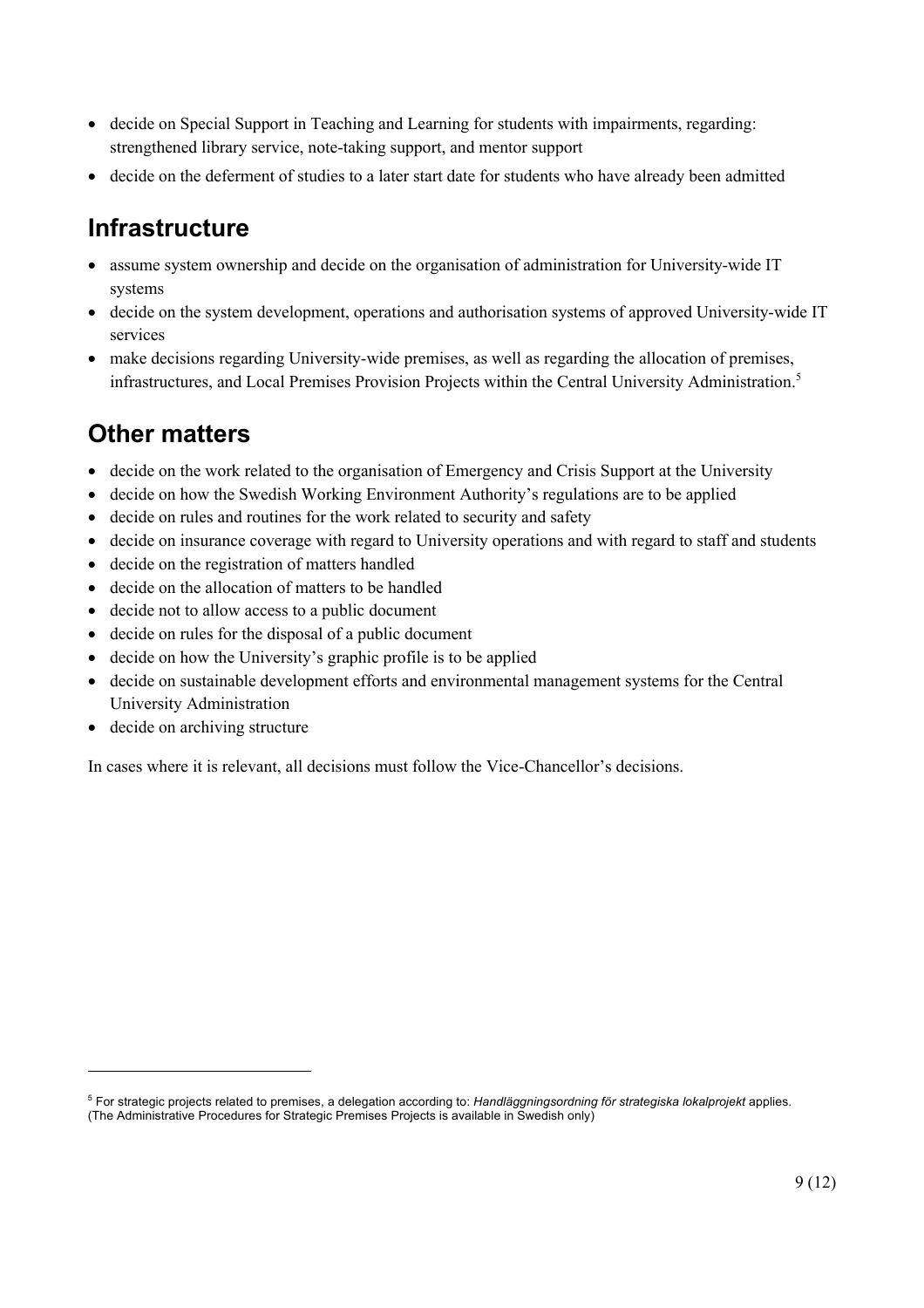- decide on Special Support in Teaching and Learning for students with impairments, regarding: strengthened library service, note-taking support, and mentor support
- decide on the deferment of studies to a later start date for students who have already been admitted

## Infrastructure

- assume system ownership and decide on the organisation of administration for University-wide IT systems
- decide on the system development, operations and authorisation systems of approved University-wide IT services
- make decisions regarding University-wide premises, as well as regarding the allocation of premises, infrastructures, and Local Premises Provision Projects within the Central University Administration.[5]

## Other matters

- decide on the work related to the organisation of Emergency and Crisis Support at the University
- decide on how the Swedish Working Environment Authority's regulations are to be applied
- decide on rules and routines for the work related to security and safety
- decide on insurance coverage with regard to University operations and with regard to staff and students
- decide on the registration of matters handled
- decide on the allocation of matters to be handled
- decide not to allow access to a public document
- decide on rules for the disposal of a public document
- decide on how the University's graphic profile is to be applied
- decide on sustainable development efforts and environmental management systems for the Central University Administration
- decide on archiving structure

In cases where it is relevant, all decisions must follow the Vice-Chancellor's decisions.

---

[5] For strategic projects related to premises, a delegation according to: *Handläggningsordning för strategiska lokalprojekt* applies. (The Administrative Procedures for Strategic Premises Projects is available in Swedish only)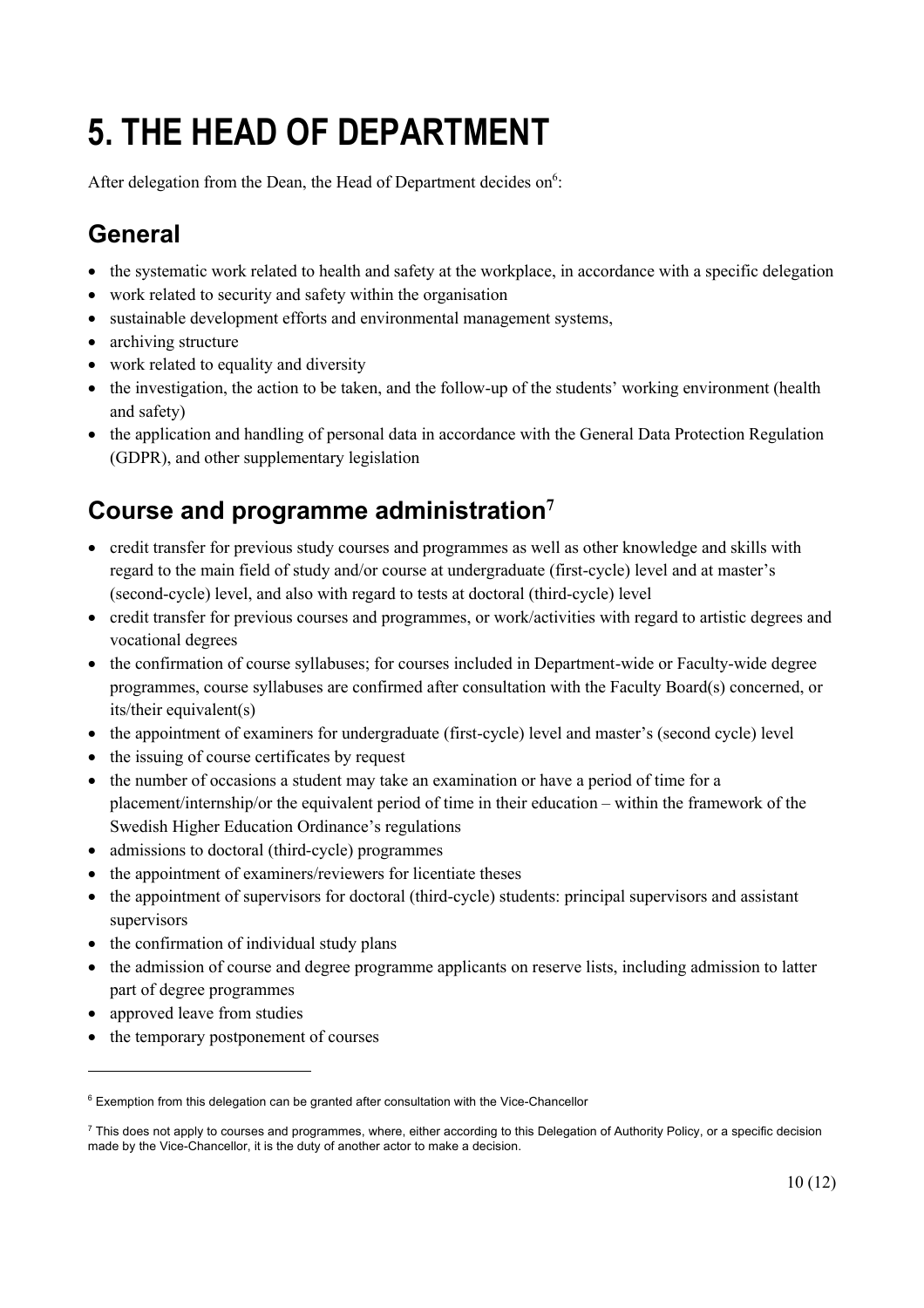# 5. THE HEAD OF DEPARTMENT

After delegation from the Dean, the Head of Department decides on[6]:

## General

- the systematic work related to health and safety at the workplace, in accordance with a specific delegation
- work related to security and safety within the organisation
- sustainable development efforts and environmental management systems,
- archiving structure
- work related to equality and diversity
- the investigation, the action to be taken, and the follow-up of the students' working environment (health and safety)
- the application and handling of personal data in accordance with the General Data Protection Regulation (GDPR), and other supplementary legislation

## Course and programme administration[7]

- credit transfer for previous study courses and programmes as well as other knowledge and skills with regard to the main field of study and/or course at undergraduate (first-cycle) level and at master's (second-cycle) level, and also with regard to tests at doctoral (third-cycle) level
- credit transfer for previous courses and programmes, or work/activities with regard to artistic degrees and vocational degrees
- the confirmation of course syllabuses; for courses included in Department-wide or Faculty-wide degree programmes, course syllabuses are confirmed after consultation with the Faculty Board(s) concerned, or its/their equivalent(s)
- the appointment of examiners for undergraduate (first-cycle) level and master's (second cycle) level
- the issuing of course certificates by request
- the number of occasions a student may take an examination or have a period of time for a placement/internship/or the equivalent period of time in their education – within the framework of the Swedish Higher Education Ordinance's regulations
- admissions to doctoral (third-cycle) programmes
- the appointment of examiners/reviewers for licentiate theses
- the appointment of supervisors for doctoral (third-cycle) students: principal supervisors and assistant supervisors
- the confirmation of individual study plans
- the admission of course and degree programme applicants on reserve lists, including admission to latter part of degree programmes
- approved leave from studies
- the temporary postponement of courses

---

[6] Exemption from this delegation can be granted after consultation with the Vice-Chancellor

[7] This does not apply to courses and programmes, where, either according to this Delegation of Authority Policy, or a specific decision made by the Vice-Chancellor, it is the duty of another actor to make a decision.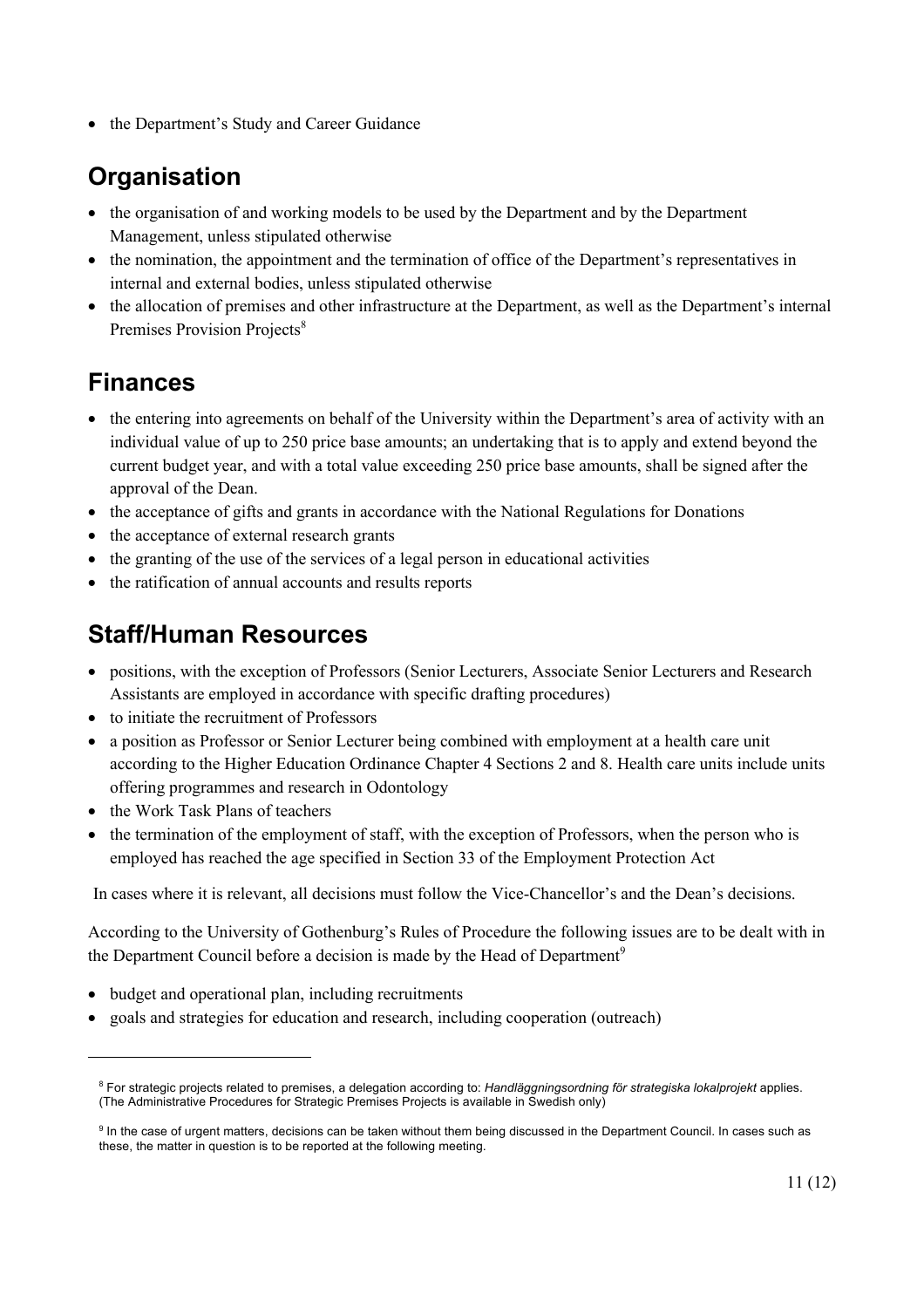- the Department's Study and Career Guidance

## Organisation

- the organisation of and working models to be used by the Department and by the Department Management, unless stipulated otherwise
- the nomination, the appointment and the termination of office of the Department's representatives in internal and external bodies, unless stipulated otherwise
- the allocation of premises and other infrastructure at the Department, as well as the Department's internal Premises Provision Projects[8]

## Finances

- the entering into agreements on behalf of the University within the Department's area of activity with an individual value of up to 250 price base amounts; an undertaking that is to apply and extend beyond the current budget year, and with a total value exceeding 250 price base amounts, shall be signed after the approval of the Dean.
- the acceptance of gifts and grants in accordance with the National Regulations for Donations
- the acceptance of external research grants
- the granting of the use of the services of a legal person in educational activities
- the ratification of annual accounts and results reports

## Staff/Human Resources

- positions, with the exception of Professors (Senior Lecturers, Associate Senior Lecturers and Research Assistants are employed in accordance with specific drafting procedures)
- to initiate the recruitment of Professors
- a position as Professor or Senior Lecturer being combined with employment at a health care unit according to the Higher Education Ordinance Chapter 4 Sections 2 and 8. Health care units include units offering programmes and research in Odontology
- the Work Task Plans of teachers
- the termination of the employment of staff, with the exception of Professors, when the person who is employed has reached the age specified in Section 33 of the Employment Protection Act

In cases where it is relevant, all decisions must follow the Vice-Chancellor's and the Dean's decisions.

According to the University of Gothenburg's Rules of Procedure the following issues are to be dealt with in the Department Council before a decision is made by the Head of Department[9]

- budget and operational plan, including recruitments
- goals and strategies for education and research, including cooperation (outreach)

---

[8] For strategic projects related to premises, a delegation according to: *Handläggningsordning för strategiska lokalprojekt* applies. (The Administrative Procedures for Strategic Premises Projects is available in Swedish only)

[9] In the case of urgent matters, decisions can be taken without them being discussed in the Department Council. In cases such as these, the matter in question is to be reported at the following meeting.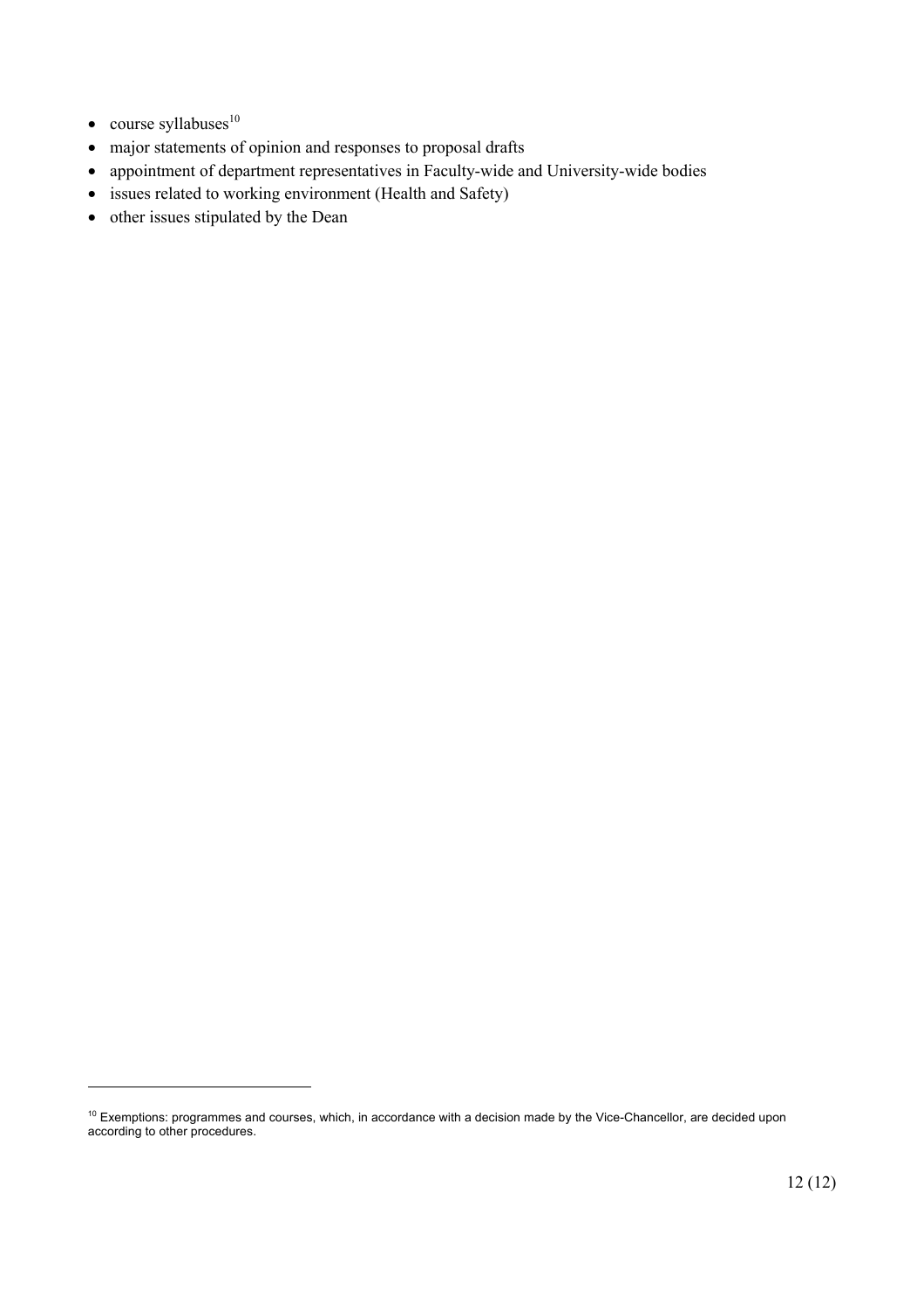- course syllabuses[10]
- major statements of opinion and responses to proposal drafts
- appointment of department representatives in Faculty-wide and University-wide bodies
- issues related to working environment (Health and Safety)
- other issues stipulated by the Dean

[10] Exemptions: programmes and courses, which, in accordance with a decision made by the Vice-Chancellor, are decided upon according to other procedures.